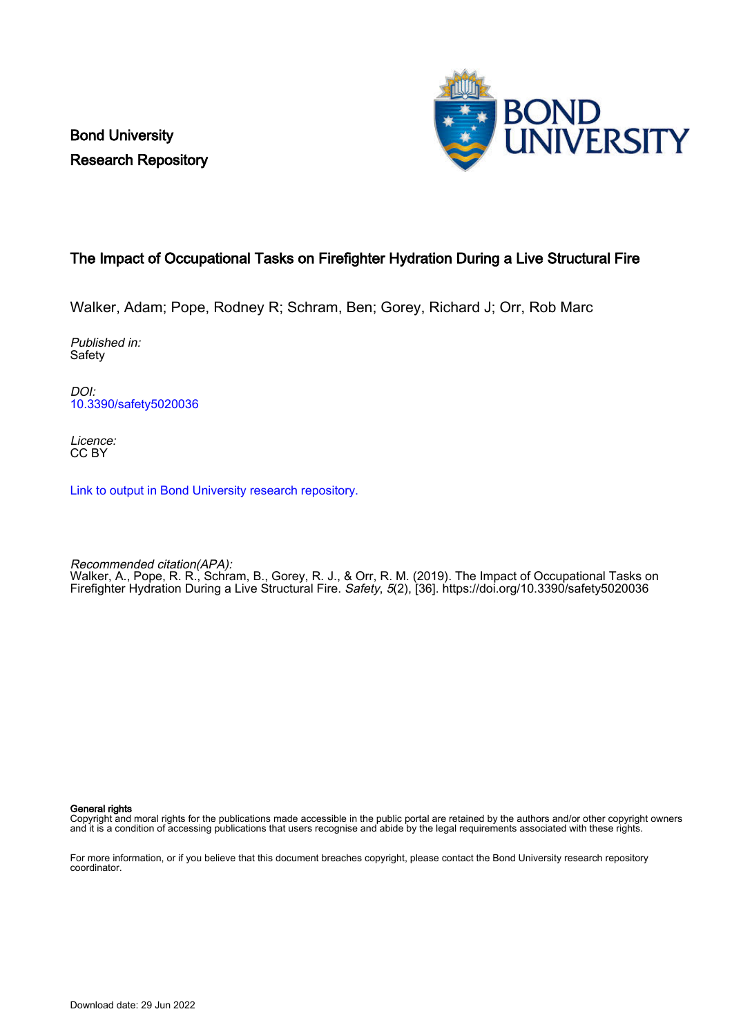Bond University
Research Repository

# The Impact of Occupational Tasks on Firefighter Hydration During a Live Structural Fire

Walker, Adam; Pope, Rodney R; Schram, Ben; Gorey, Richard J; Orr, Rob Marc

*Published in:*
Safety

*DOI:*
10.3390/safety5020036

*Licence:*
CC BY

Link to output in Bond University research repository.

*Recommended citation(APA):*
Walker, A., Pope, R. R., Schram, B., Gorey, R. J., & Orr, R. M. (2019). The Impact of Occupational Tasks on Firefighter Hydration During a Live Structural Fire. *Safety*, *5*(2), [36]. https://doi.org/10.3390/safety5020036

**General rights**
Copyright and moral rights for the publications made accessible in the public portal are retained by the authors and/or other copyright owners and it is a condition of accessing publications that users recognise and abide by the legal requirements associated with these rights.

For more information, or if you believe that this document breaches copyright, please contact the Bond University research repository coordinator.

Download date: 29 Jun 2022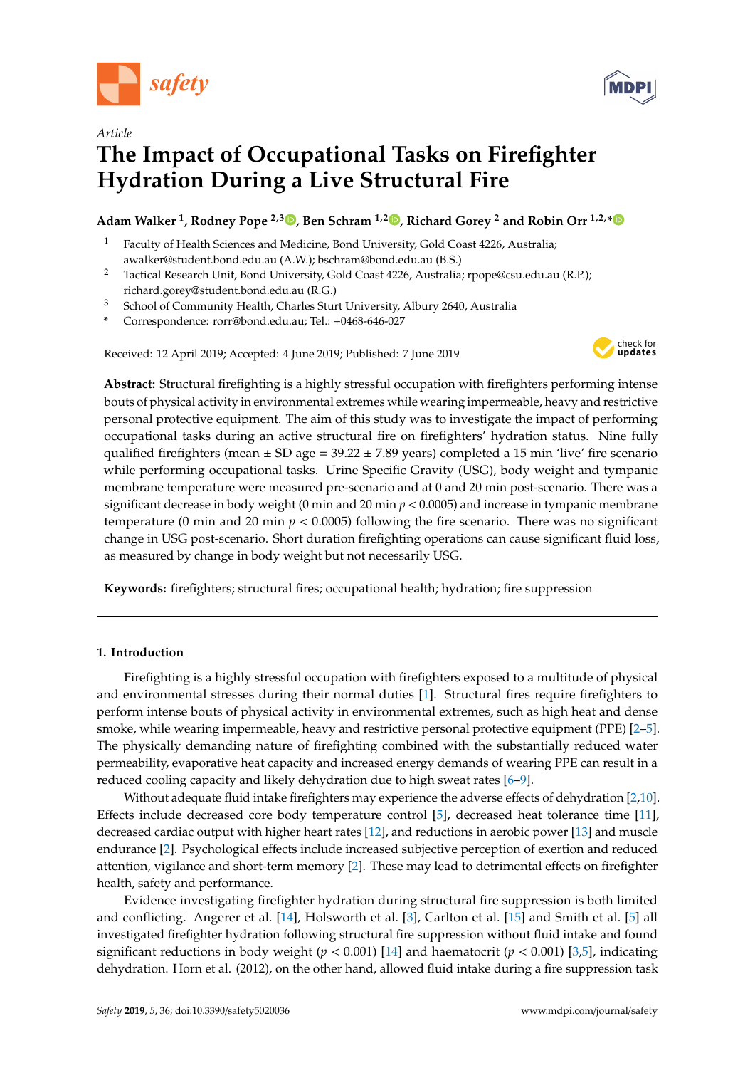Article

# The Impact of Occupational Tasks on Firefighter Hydration During a Live Structural Fire

**Adam Walker [1], Rodney Pope [2,3], Ben Schram [1,2], Richard Gorey [2] and Robin Orr [1,2,*]**

[1] Faculty of Health Sciences and Medicine, Bond University, Gold Coast 4226, Australia; awalker@student.bond.edu.au (A.W.); bschram@bond.edu.au (B.S.)

[2] Tactical Research Unit, Bond University, Gold Coast 4226, Australia; rpope@csu.edu.au (R.P.); richard.gorey@student.bond.edu.au (R.G.)

[3] School of Community Health, Charles Sturt University, Albury 2640, Australia

\* Correspondence: rorr@bond.edu.au; Tel.: +0468-646-027

Received: 12 April 2019; Accepted: 4 June 2019; Published: 7 June 2019

**Abstract:** Structural firefighting is a highly stressful occupation with firefighters performing intense bouts of physical activity in environmental extremes while wearing impermeable, heavy and restrictive personal protective equipment. The aim of this study was to investigate the impact of performing occupational tasks during an active structural fire on firefighters' hydration status. Nine fully qualified firefighters (mean ± SD age = 39.22 ± 7.89 years) completed a 15 min 'live' fire scenario while performing occupational tasks. Urine Specific Gravity (USG), body weight and tympanic membrane temperature were measured pre-scenario and at 0 and 20 min post-scenario. There was a significant decrease in body weight (0 min and 20 min $p < 0.0005$) and increase in tympanic membrane temperature (0 min and 20 min $p < 0.0005$) following the fire scenario. There was no significant change in USG post-scenario. Short duration firefighting operations can cause significant fluid loss, as measured by change in body weight but not necessarily USG.

**Keywords:** firefighters; structural fires; occupational health; hydration; fire suppression

## 1. Introduction

Firefighting is a highly stressful occupation with firefighters exposed to a multitude of physical and environmental stresses during their normal duties [1]. Structural fires require firefighters to perform intense bouts of physical activity in environmental extremes, such as high heat and dense smoke, while wearing impermeable, heavy and restrictive personal protective equipment (PPE) [2–5]. The physically demanding nature of firefighting combined with the substantially reduced water permeability, evaporative heat capacity and increased energy demands of wearing PPE can result in a reduced cooling capacity and likely dehydration due to high sweat rates [6–9].

Without adequate fluid intake firefighters may experience the adverse effects of dehydration [2,10]. Effects include decreased core body temperature control [5], decreased heat tolerance time [11], decreased cardiac output with higher heart rates [12], and reductions in aerobic power [13] and muscle endurance [2]. Psychological effects include increased subjective perception of exertion and reduced attention, vigilance and short-term memory [2]. These may lead to detrimental effects on firefighter health, safety and performance.

Evidence investigating firefighter hydration during structural fire suppression is both limited and conflicting. Angerer et al. [14], Holsworth et al. [3], Carlton et al. [15] and Smith et al. [5] all investigated firefighter hydration following structural fire suppression without fluid intake and found significant reductions in body weight ($p < 0.001$) [14] and haematocrit ($p < 0.001$) [3,5], indicating dehydration. Horn et al. (2012), on the other hand, allowed fluid intake during a fire suppression task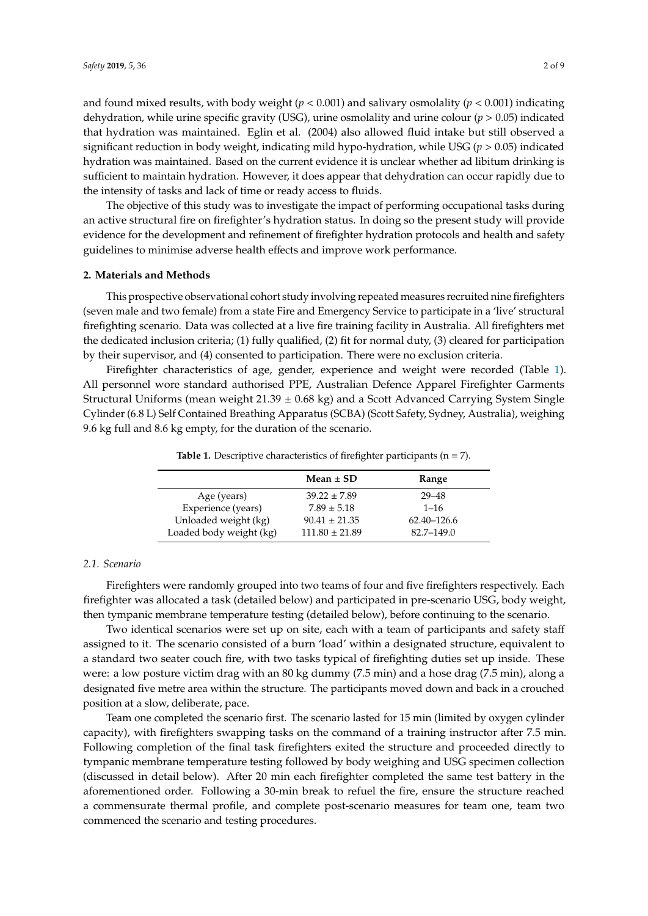and found mixed results, with body weight ($p < 0.001$) and salivary osmolality ($p < 0.001$) indicating dehydration, while urine specific gravity (USG), urine osmolality and urine colour ($p > 0.05$) indicated that hydration was maintained. Eglin et al. (2004) also allowed fluid intake but still observed a significant reduction in body weight, indicating mild hypo-hydration, while USG ($p > 0.05$) indicated hydration was maintained. Based on the current evidence it is unclear whether ad libitum drinking is sufficient to maintain hydration. However, it does appear that dehydration can occur rapidly due to the intensity of tasks and lack of time or ready access to fluids.

The objective of this study was to investigate the impact of performing occupational tasks during an active structural fire on firefighter's hydration status. In doing so the present study will provide evidence for the development and refinement of firefighter hydration protocols and health and safety guidelines to minimise adverse health effects and improve work performance.

## 2. Materials and Methods

This prospective observational cohort study involving repeated measures recruited nine firefighters (seven male and two female) from a state Fire and Emergency Service to participate in a 'live' structural firefighting scenario. Data was collected at a live fire training facility in Australia. All firefighters met the dedicated inclusion criteria; (1) fully qualified, (2) fit for normal duty, (3) cleared for participation by their supervisor, and (4) consented to participation. There were no exclusion criteria.

Firefighter characteristics of age, gender, experience and weight were recorded (Table 1). All personnel wore standard authorised PPE, Australian Defence Apparel Firefighter Garments Structural Uniforms (mean weight 21.39 ± 0.68 kg) and a Scott Advanced Carrying System Single Cylinder (6.8 L) Self Contained Breathing Apparatus (SCBA) (Scott Safety, Sydney, Australia), weighing 9.6 kg full and 8.6 kg empty, for the duration of the scenario.

**Table 1.** Descriptive characteristics of firefighter participants (n = 7).

| | Mean ± SD | Range |
|---|---|---|
| Age (years) | 39.22 ± 7.89 | 29–48 |
| Experience (years) | 7.89 ± 5.18 | 1–16 |
| Unloaded weight (kg) | 90.41 ± 21.35 | 62.40–126.6 |
| Loaded body weight (kg) | 111.80 ± 21.89 | 82.7–149.0 |

### 2.1. Scenario

Firefighters were randomly grouped into two teams of four and five firefighters respectively. Each firefighter was allocated a task (detailed below) and participated in pre-scenario USG, body weight, then tympanic membrane temperature testing (detailed below), before continuing to the scenario.

Two identical scenarios were set up on site, each with a team of participants and safety staff assigned to it. The scenario consisted of a burn 'load' within a designated structure, equivalent to a standard two seater couch fire, with two tasks typical of firefighting duties set up inside. These were: a low posture victim drag with an 80 kg dummy (7.5 min) and a hose drag (7.5 min), along a designated five metre area within the structure. The participants moved down and back in a crouched position at a slow, deliberate, pace.

Team one completed the scenario first. The scenario lasted for 15 min (limited by oxygen cylinder capacity), with firefighters swapping tasks on the command of a training instructor after 7.5 min. Following completion of the final task firefighters exited the structure and proceeded directly to tympanic membrane temperature testing followed by body weighing and USG specimen collection (discussed in detail below). After 20 min each firefighter completed the same test battery in the aforementioned order. Following a 30-min break to refuel the fire, ensure the structure reached a commensurate thermal profile, and complete post-scenario measures for team one, team two commenced the scenario and testing procedures.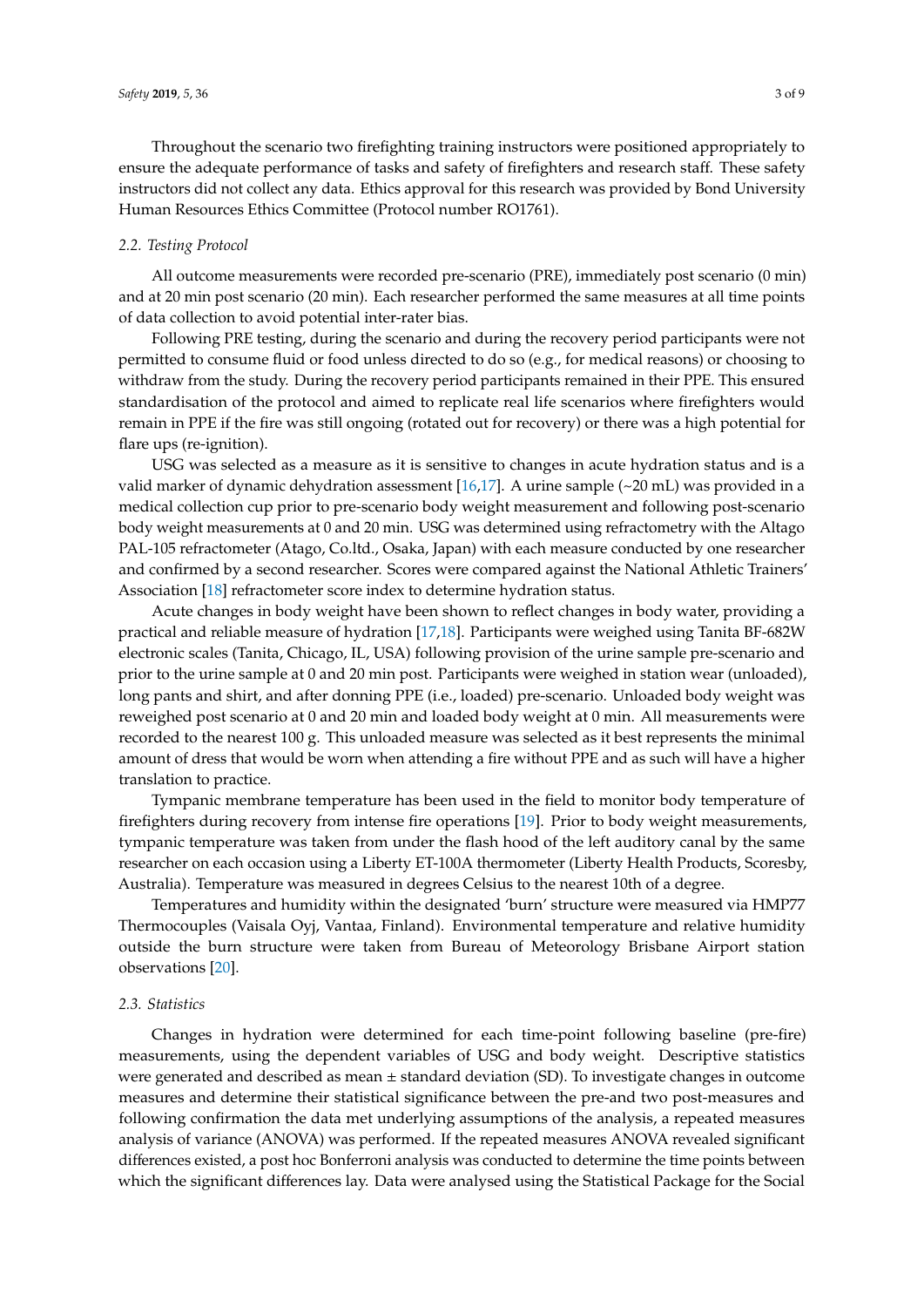Throughout the scenario two firefighting training instructors were positioned appropriately to ensure the adequate performance of tasks and safety of firefighters and research staff. These safety instructors did not collect any data. Ethics approval for this research was provided by Bond University Human Resources Ethics Committee (Protocol number RO1761).

### 2.2. Testing Protocol

All outcome measurements were recorded pre-scenario (PRE), immediately post scenario (0 min) and at 20 min post scenario (20 min). Each researcher performed the same measures at all time points of data collection to avoid potential inter-rater bias.

Following PRE testing, during the scenario and during the recovery period participants were not permitted to consume fluid or food unless directed to do so (e.g., for medical reasons) or choosing to withdraw from the study. During the recovery period participants remained in their PPE. This ensured standardisation of the protocol and aimed to replicate real life scenarios where firefighters would remain in PPE if the fire was still ongoing (rotated out for recovery) or there was a high potential for flare ups (re-ignition).

USG was selected as a measure as it is sensitive to changes in acute hydration status and is a valid marker of dynamic dehydration assessment [16,17]. A urine sample (~20 mL) was provided in a medical collection cup prior to pre-scenario body weight measurement and following post-scenario body weight measurements at 0 and 20 min. USG was determined using refractometry with the Altago PAL-105 refractometer (Atago, Co.ltd., Osaka, Japan) with each measure conducted by one researcher and confirmed by a second researcher. Scores were compared against the National Athletic Trainers' Association [18] refractometer score index to determine hydration status.

Acute changes in body weight have been shown to reflect changes in body water, providing a practical and reliable measure of hydration [17,18]. Participants were weighed using Tanita BF-682W electronic scales (Tanita, Chicago, IL, USA) following provision of the urine sample pre-scenario and prior to the urine sample at 0 and 20 min post. Participants were weighed in station wear (unloaded), long pants and shirt, and after donning PPE (i.e., loaded) pre-scenario. Unloaded body weight was reweighed post scenario at 0 and 20 min and loaded body weight at 0 min. All measurements were recorded to the nearest 100 g. This unloaded measure was selected as it best represents the minimal amount of dress that would be worn when attending a fire without PPE and as such will have a higher translation to practice.

Tympanic membrane temperature has been used in the field to monitor body temperature of firefighters during recovery from intense fire operations [19]. Prior to body weight measurements, tympanic temperature was taken from under the flash hood of the left auditory canal by the same researcher on each occasion using a Liberty ET-100A thermometer (Liberty Health Products, Scoresby, Australia). Temperature was measured in degrees Celsius to the nearest 10th of a degree.

Temperatures and humidity within the designated 'burn' structure were measured via HMP77 Thermocouples (Vaisala Oyj, Vantaa, Finland). Environmental temperature and relative humidity outside the burn structure were taken from Bureau of Meteorology Brisbane Airport station observations [20].

### 2.3. Statistics

Changes in hydration were determined for each time-point following baseline (pre-fire) measurements, using the dependent variables of USG and body weight. Descriptive statistics were generated and described as mean ± standard deviation (SD). To investigate changes in outcome measures and determine their statistical significance between the pre-and two post-measures and following confirmation the data met underlying assumptions of the analysis, a repeated measures analysis of variance (ANOVA) was performed. If the repeated measures ANOVA revealed significant differences existed, a post hoc Bonferroni analysis was conducted to determine the time points between which the significant differences lay. Data were analysed using the Statistical Package for the Social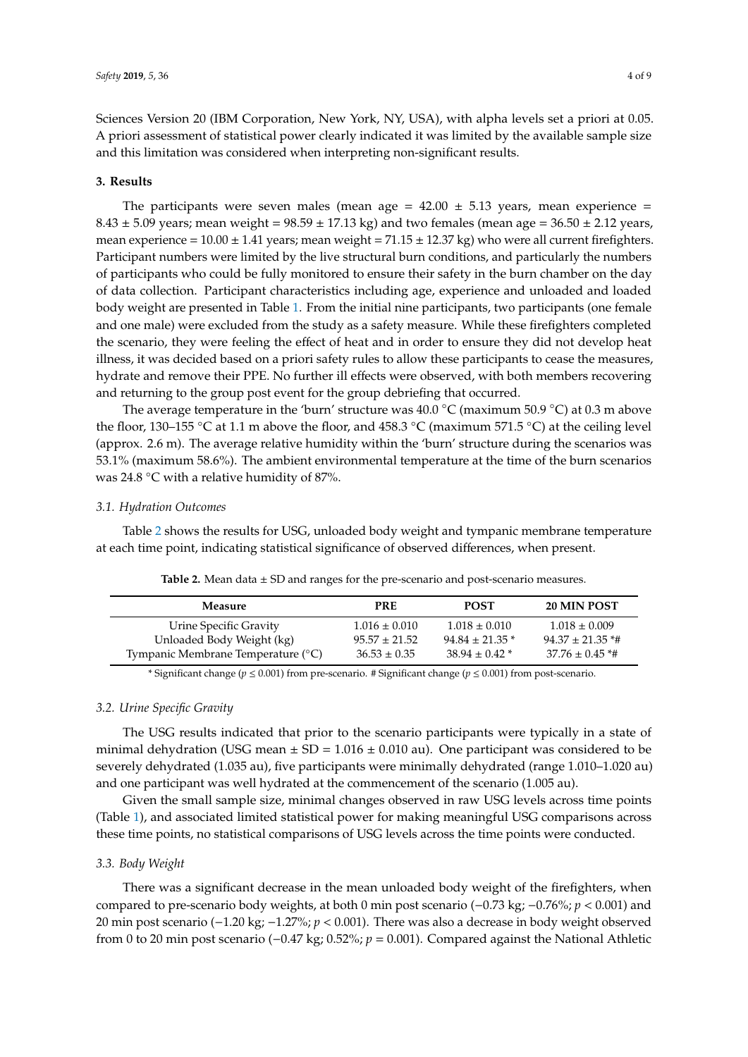Sciences Version 20 (IBM Corporation, New York, NY, USA), with alpha levels set a priori at 0.05. A priori assessment of statistical power clearly indicated it was limited by the available sample size and this limitation was considered when interpreting non-significant results.

## 3. Results

The participants were seven males (mean age = 42.00 ± 5.13 years, mean experience = 8.43 ± 5.09 years; mean weight = 98.59 ± 17.13 kg) and two females (mean age = 36.50 ± 2.12 years, mean experience = 10.00 ± 1.41 years; mean weight = 71.15 ± 12.37 kg) who were all current firefighters. Participant numbers were limited by the live structural burn conditions, and particularly the numbers of participants who could be fully monitored to ensure their safety in the burn chamber on the day of data collection. Participant characteristics including age, experience and unloaded and loaded body weight are presented in Table 1. From the initial nine participants, two participants (one female and one male) were excluded from the study as a safety measure. While these firefighters completed the scenario, they were feeling the effect of heat and in order to ensure they did not develop heat illness, it was decided based on a priori safety rules to allow these participants to cease the measures, hydrate and remove their PPE. No further ill effects were observed, with both members recovering and returning to the group post event for the group debriefing that occurred.

The average temperature in the 'burn' structure was 40.0 °C (maximum 50.9 °C) at 0.3 m above the floor, 130–155 °C at 1.1 m above the floor, and 458.3 °C (maximum 571.5 °C) at the ceiling level (approx. 2.6 m). The average relative humidity within the 'burn' structure during the scenarios was 53.1% (maximum 58.6%). The ambient environmental temperature at the time of the burn scenarios was 24.8 °C with a relative humidity of 87%.

### 3.1. Hydration Outcomes

Table 2 shows the results for USG, unloaded body weight and tympanic membrane temperature at each time point, indicating statistical significance of observed differences, when present.

**Table 2.** Mean data ± SD and ranges for the pre-scenario and post-scenario measures.

| Measure | PRE | POST | 20 MIN POST |
| --- | --- | --- | --- |
| Urine Specific Gravity | 1.016 ± 0.010 | 1.018 ± 0.010 | 1.018 ± 0.009 |
| Unloaded Body Weight (kg) | 95.57 ± 21.52 | 94.84 ± 21.35 * | 94.37 ± 21.35 *# |
| Tympanic Membrane Temperature (°C) | 36.53 ± 0.35 | 38.94 ± 0.42 * | 37.76 ± 0.45 *# |

* Significant change ($p \leq 0.001$) from pre-scenario. # Significant change ($p \leq 0.001$) from post-scenario.

### 3.2. Urine Specific Gravity

The USG results indicated that prior to the scenario participants were typically in a state of minimal dehydration (USG mean ± SD = 1.016 ± 0.010 au). One participant was considered to be severely dehydrated (1.035 au), five participants were minimally dehydrated (range 1.010–1.020 au) and one participant was well hydrated at the commencement of the scenario (1.005 au).

Given the small sample size, minimal changes observed in raw USG levels across time points (Table 1), and associated limited statistical power for making meaningful USG comparisons across these time points, no statistical comparisons of USG levels across the time points were conducted.

### 3.3. Body Weight

There was a significant decrease in the mean unloaded body weight of the firefighters, when compared to pre-scenario body weights, at both 0 min post scenario (−0.73 kg; −0.76%; $p < 0.001$) and 20 min post scenario (−1.20 kg; −1.27%; $p < 0.001$). There was also a decrease in body weight observed from 0 to 20 min post scenario (−0.47 kg; 0.52%; $p = 0.001$). Compared against the National Athletic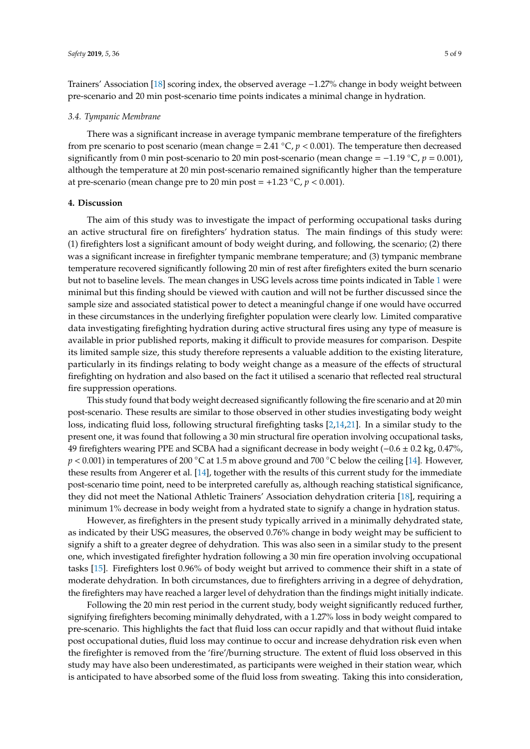Trainers' Association [18] scoring index, the observed average −1.27% change in body weight between pre-scenario and 20 min post-scenario time points indicates a minimal change in hydration.

### 3.4. Tympanic Membrane

There was a significant increase in average tympanic membrane temperature of the firefighters from pre scenario to post scenario (mean change = 2.41 °C, $p < 0.001$). The temperature then decreased significantly from 0 min post-scenario to 20 min post-scenario (mean change = −1.19 °C, $p = 0.001$), although the temperature at 20 min post-scenario remained significantly higher than the temperature at pre-scenario (mean change pre to 20 min post = +1.23 °C, $p < 0.001$).

## 4. Discussion

The aim of this study was to investigate the impact of performing occupational tasks during an active structural fire on firefighters' hydration status. The main findings of this study were: (1) firefighters lost a significant amount of body weight during, and following, the scenario; (2) there was a significant increase in firefighter tympanic membrane temperature; and (3) tympanic membrane temperature recovered significantly following 20 min of rest after firefighters exited the burn scenario but not to baseline levels. The mean changes in USG levels across time points indicated in Table 1 were minimal but this finding should be viewed with caution and will not be further discussed since the sample size and associated statistical power to detect a meaningful change if one would have occurred in these circumstances in the underlying firefighter population were clearly low. Limited comparative data investigating firefighting hydration during active structural fires using any type of measure is available in prior published reports, making it difficult to provide measures for comparison. Despite its limited sample size, this study therefore represents a valuable addition to the existing literature, particularly in its findings relating to body weight change as a measure of the effects of structural firefighting on hydration and also based on the fact it utilised a scenario that reflected real structural fire suppression operations.

This study found that body weight decreased significantly following the fire scenario and at 20 min post-scenario. These results are similar to those observed in other studies investigating body weight loss, indicating fluid loss, following structural firefighting tasks [2,14,21]. In a similar study to the present one, it was found that following a 30 min structural fire operation involving occupational tasks, 49 firefighters wearing PPE and SCBA had a significant decrease in body weight (−0.6 ± 0.2 kg, 0.47%, $p < 0.001$) in temperatures of 200 °C at 1.5 m above ground and 700 °C below the ceiling [14]. However, these results from Angerer et al. [14], together with the results of this current study for the immediate post-scenario time point, need to be interpreted carefully as, although reaching statistical significance, they did not meet the National Athletic Trainers' Association dehydration criteria [18], requiring a minimum 1% decrease in body weight from a hydrated state to signify a change in hydration status.

However, as firefighters in the present study typically arrived in a minimally dehydrated state, as indicated by their USG measures, the observed 0.76% change in body weight may be sufficient to signify a shift to a greater degree of dehydration. This was also seen in a similar study to the present one, which investigated firefighter hydration following a 30 min fire operation involving occupational tasks [15]. Firefighters lost 0.96% of body weight but arrived to commence their shift in a state of moderate dehydration. In both circumstances, due to firefighters arriving in a degree of dehydration, the firefighters may have reached a larger level of dehydration than the findings might initially indicate.

Following the 20 min rest period in the current study, body weight significantly reduced further, signifying firefighters becoming minimally dehydrated, with a 1.27% loss in body weight compared to pre-scenario. This highlights the fact that fluid loss can occur rapidly and that without fluid intake post occupational duties, fluid loss may continue to occur and increase dehydration risk even when the firefighter is removed from the 'fire'/burning structure. The extent of fluid loss observed in this study may have also been underestimated, as participants were weighed in their station wear, which is anticipated to have absorbed some of the fluid loss from sweating. Taking this into consideration,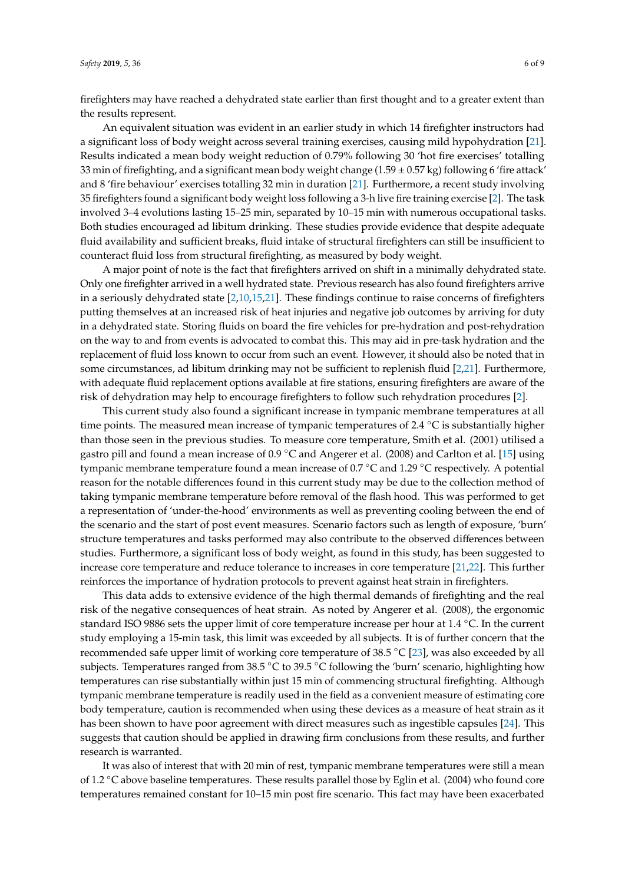firefighters may have reached a dehydrated state earlier than first thought and to a greater extent than the results represent.

An equivalent situation was evident in an earlier study in which 14 firefighter instructors had a significant loss of body weight across several training exercises, causing mild hypohydration [21]. Results indicated a mean body weight reduction of 0.79% following 30 'hot fire exercises' totalling 33 min of firefighting, and a significant mean body weight change (1.59 ± 0.57 kg) following 6 'fire attack' and 8 'fire behaviour' exercises totalling 32 min in duration [21]. Furthermore, a recent study involving 35 firefighters found a significant body weight loss following a 3-h live fire training exercise [2]. The task involved 3–4 evolutions lasting 15–25 min, separated by 10–15 min with numerous occupational tasks. Both studies encouraged ad libitum drinking. These studies provide evidence that despite adequate fluid availability and sufficient breaks, fluid intake of structural firefighters can still be insufficient to counteract fluid loss from structural firefighting, as measured by body weight.

A major point of note is the fact that firefighters arrived on shift in a minimally dehydrated state. Only one firefighter arrived in a well hydrated state. Previous research has also found firefighters arrive in a seriously dehydrated state [2,10,15,21]. These findings continue to raise concerns of firefighters putting themselves at an increased risk of heat injuries and negative job outcomes by arriving for duty in a dehydrated state. Storing fluids on board the fire vehicles for pre-hydration and post-rehydration on the way to and from events is advocated to combat this. This may aid in pre-task hydration and the replacement of fluid loss known to occur from such an event. However, it should also be noted that in some circumstances, ad libitum drinking may not be sufficient to replenish fluid [2,21]. Furthermore, with adequate fluid replacement options available at fire stations, ensuring firefighters are aware of the risk of dehydration may help to encourage firefighters to follow such rehydration procedures [2].

This current study also found a significant increase in tympanic membrane temperatures at all time points. The measured mean increase of tympanic temperatures of 2.4 °C is substantially higher than those seen in the previous studies. To measure core temperature, Smith et al. (2001) utilised a gastro pill and found a mean increase of 0.9 °C and Angerer et al. (2008) and Carlton et al. [15] using tympanic membrane temperature found a mean increase of 0.7 °C and 1.29 °C respectively. A potential reason for the notable differences found in this current study may be due to the collection method of taking tympanic membrane temperature before removal of the flash hood. This was performed to get a representation of 'under-the-hood' environments as well as preventing cooling between the end of the scenario and the start of post event measures. Scenario factors such as length of exposure, 'burn' structure temperatures and tasks performed may also contribute to the observed differences between studies. Furthermore, a significant loss of body weight, as found in this study, has been suggested to increase core temperature and reduce tolerance to increases in core temperature [21,22]. This further reinforces the importance of hydration protocols to prevent against heat strain in firefighters.

This data adds to extensive evidence of the high thermal demands of firefighting and the real risk of the negative consequences of heat strain. As noted by Angerer et al. (2008), the ergonomic standard ISO 9886 sets the upper limit of core temperature increase per hour at 1.4 °C. In the current study employing a 15-min task, this limit was exceeded by all subjects. It is of further concern that the recommended safe upper limit of working core temperature of 38.5 °C [23], was also exceeded by all subjects. Temperatures ranged from 38.5 °C to 39.5 °C following the 'burn' scenario, highlighting how temperatures can rise substantially within just 15 min of commencing structural firefighting. Although tympanic membrane temperature is readily used in the field as a convenient measure of estimating core body temperature, caution is recommended when using these devices as a measure of heat strain as it has been shown to have poor agreement with direct measures such as ingestible capsules [24]. This suggests that caution should be applied in drawing firm conclusions from these results, and further research is warranted.

It was also of interest that with 20 min of rest, tympanic membrane temperatures were still a mean of 1.2 °C above baseline temperatures. These results parallel those by Eglin et al. (2004) who found core temperatures remained constant for 10–15 min post fire scenario. This fact may have been exacerbated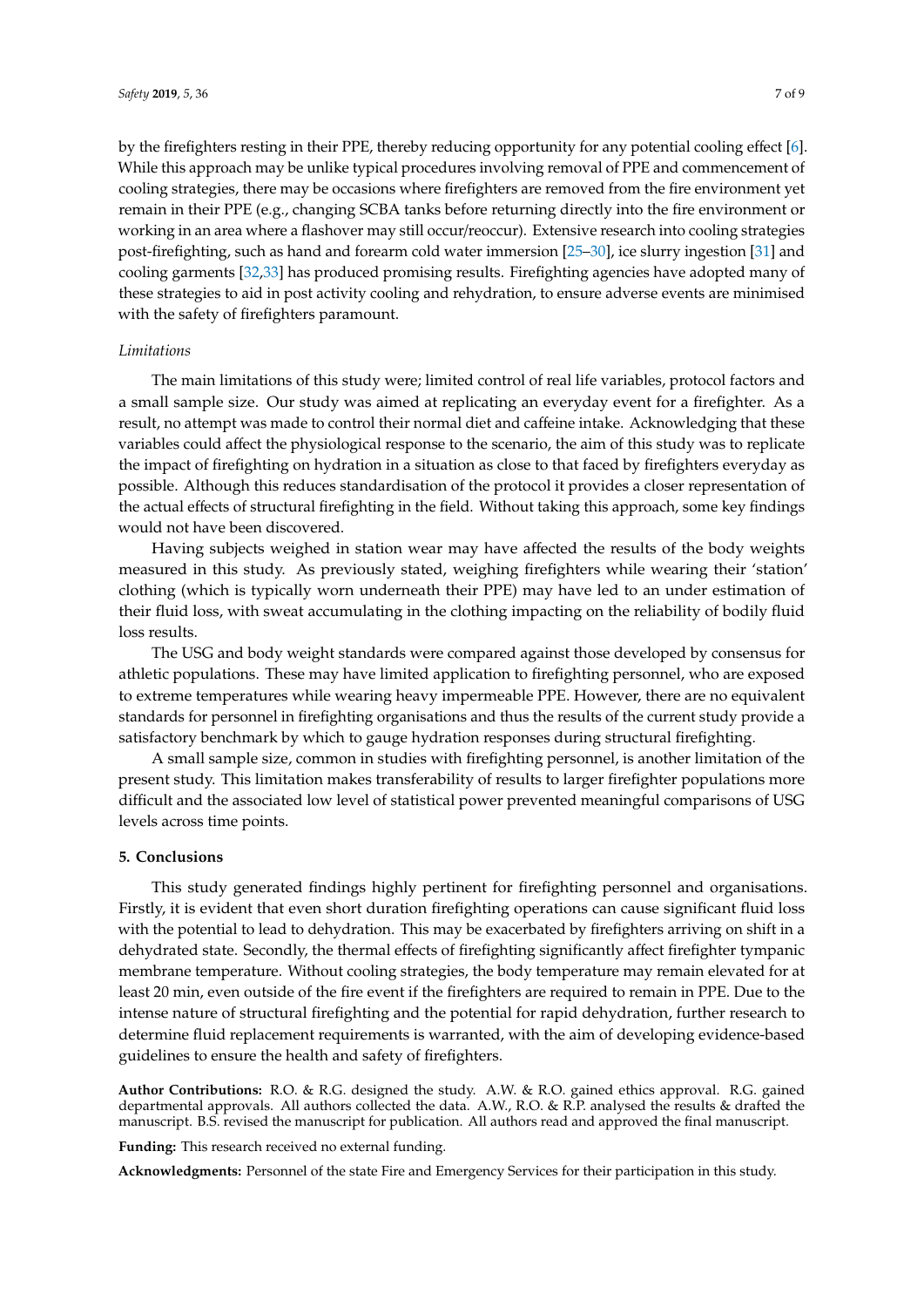by the firefighters resting in their PPE, thereby reducing opportunity for any potential cooling effect [6]. While this approach may be unlike typical procedures involving removal of PPE and commencement of cooling strategies, there may be occasions where firefighters are removed from the fire environment yet remain in their PPE (e.g., changing SCBA tanks before returning directly into the fire environment or working in an area where a flashover may still occur/reoccur). Extensive research into cooling strategies post-firefighting, such as hand and forearm cold water immersion [25–30], ice slurry ingestion [31] and cooling garments [32,33] has produced promising results. Firefighting agencies have adopted many of these strategies to aid in post activity cooling and rehydration, to ensure adverse events are minimised with the safety of firefighters paramount.

*Limitations*

The main limitations of this study were; limited control of real life variables, protocol factors and a small sample size. Our study was aimed at replicating an everyday event for a firefighter. As a result, no attempt was made to control their normal diet and caffeine intake. Acknowledging that these variables could affect the physiological response to the scenario, the aim of this study was to replicate the impact of firefighting on hydration in a situation as close to that faced by firefighters everyday as possible. Although this reduces standardisation of the protocol it provides a closer representation of the actual effects of structural firefighting in the field. Without taking this approach, some key findings would not have been discovered.

Having subjects weighed in station wear may have affected the results of the body weights measured in this study. As previously stated, weighing firefighters while wearing their 'station' clothing (which is typically worn underneath their PPE) may have led to an under estimation of their fluid loss, with sweat accumulating in the clothing impacting on the reliability of bodily fluid loss results.

The USG and body weight standards were compared against those developed by consensus for athletic populations. These may have limited application to firefighting personnel, who are exposed to extreme temperatures while wearing heavy impermeable PPE. However, there are no equivalent standards for personnel in firefighting organisations and thus the results of the current study provide a satisfactory benchmark by which to gauge hydration responses during structural firefighting.

A small sample size, common in studies with firefighting personnel, is another limitation of the present study. This limitation makes transferability of results to larger firefighter populations more difficult and the associated low level of statistical power prevented meaningful comparisons of USG levels across time points.

## 5. Conclusions

This study generated findings highly pertinent for firefighting personnel and organisations. Firstly, it is evident that even short duration firefighting operations can cause significant fluid loss with the potential to lead to dehydration. This may be exacerbated by firefighters arriving on shift in a dehydrated state. Secondly, the thermal effects of firefighting significantly affect firefighter tympanic membrane temperature. Without cooling strategies, the body temperature may remain elevated for at least 20 min, even outside of the fire event if the firefighters are required to remain in PPE. Due to the intense nature of structural firefighting and the potential for rapid dehydration, further research to determine fluid replacement requirements is warranted, with the aim of developing evidence-based guidelines to ensure the health and safety of firefighters.

**Author Contributions:** R.O. & R.G. designed the study. A.W. & R.O. gained ethics approval. R.G. gained departmental approvals. All authors collected the data. A.W., R.O. & R.P. analysed the results & drafted the manuscript. B.S. revised the manuscript for publication. All authors read and approved the final manuscript.

**Funding:** This research received no external funding.

**Acknowledgments:** Personnel of the state Fire and Emergency Services for their participation in this study.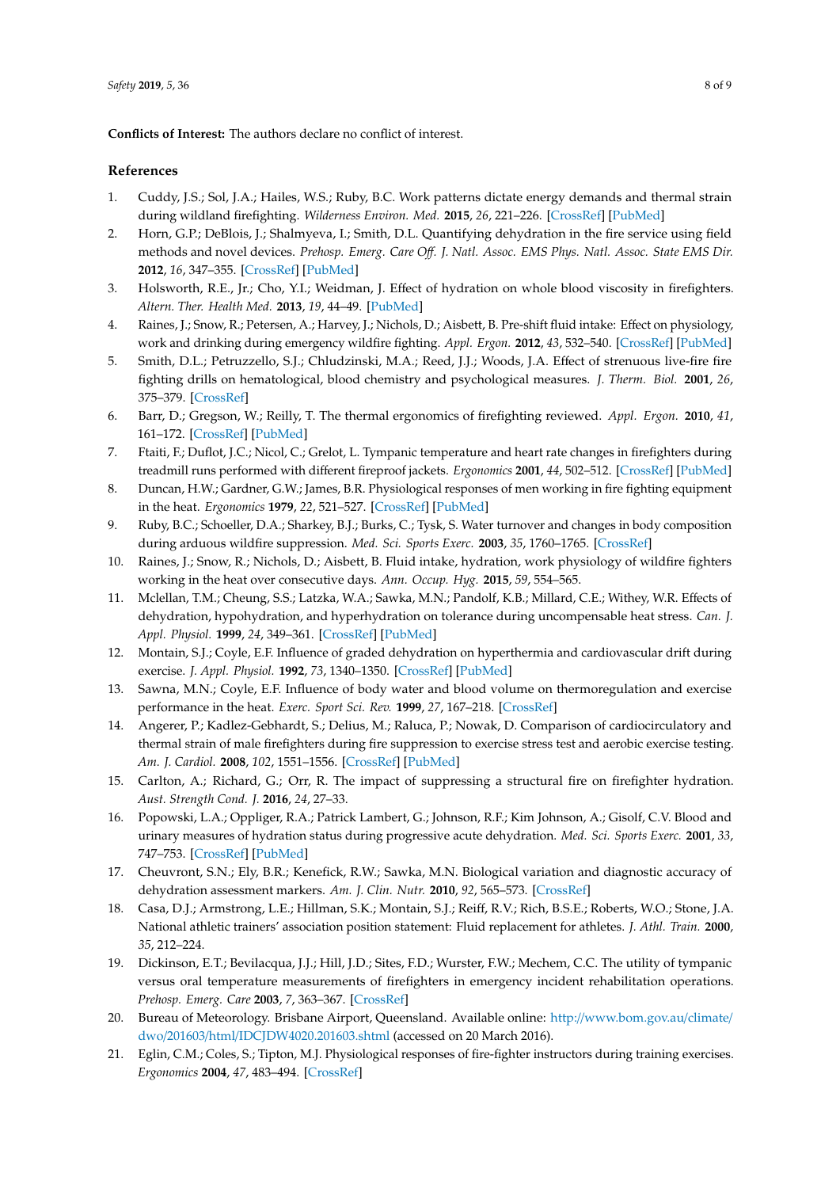**Conflicts of Interest:** The authors declare no conflict of interest.

## References

1. Cuddy, J.S.; Sol, J.A.; Hailes, W.S.; Ruby, B.C. Work patterns dictate energy demands and thermal strain during wildland firefighting. *Wilderness Environ. Med.* **2015**, *26*, 221–226. [CrossRef] [PubMed]
2. Horn, G.P.; DeBlois, J.; Shalmyeva, I.; Smith, D.L. Quantifying dehydration in the fire service using field methods and novel devices. *Prehosp. Emerg. Care Off. J. Natl. Assoc. EMS Phys. Natl. Assoc. State EMS Dir.* **2012**, *16*, 347–355. [CrossRef] [PubMed]
3. Holsworth, R.E., Jr.; Cho, Y.I.; Weidman, J. Effect of hydration on whole blood viscosity in firefighters. *Altern. Ther. Health Med.* **2013**, *19*, 44–49. [PubMed]
4. Raines, J.; Snow, R.; Petersen, A.; Harvey, J.; Nichols, D.; Aisbett, B. Pre-shift fluid intake: Effect on physiology, work and drinking during emergency wildfire fighting. *Appl. Ergon.* **2012**, *43*, 532–540. [CrossRef] [PubMed]
5. Smith, D.L.; Petruzzello, S.J.; Chludzinski, M.A.; Reed, J.J.; Woods, J.A. Effect of strenuous live-fire fire fighting drills on hematological, blood chemistry and psychological measures. *J. Therm. Biol.* **2001**, *26*, 375–379. [CrossRef]
6. Barr, D.; Gregson, W.; Reilly, T. The thermal ergonomics of firefighting reviewed. *Appl. Ergon.* **2010**, *41*, 161–172. [CrossRef] [PubMed]
7. Ftaiti, F.; Duflot, J.C.; Nicol, C.; Grelot, L. Tympanic temperature and heart rate changes in firefighters during treadmill runs performed with different fireproof jackets. *Ergonomics* **2001**, *44*, 502–512. [CrossRef] [PubMed]
8. Duncan, H.W.; Gardner, G.W.; James, B.R. Physiological responses of men working in fire fighting equipment in the heat. *Ergonomics* **1979**, *22*, 521–527. [CrossRef] [PubMed]
9. Ruby, B.C.; Schoeller, D.A.; Sharkey, B.J.; Burks, C.; Tysk, S. Water turnover and changes in body composition during arduous wildfire suppression. *Med. Sci. Sports Exerc.* **2003**, *35*, 1760–1765. [CrossRef]
10. Raines, J.; Snow, R.; Nichols, D.; Aisbett, B. Fluid intake, hydration, work physiology of wildfire fighters working in the heat over consecutive days. *Ann. Occup. Hyg.* **2015**, *59*, 554–565.
11. Mclellan, T.M.; Cheung, S.S.; Latzka, W.A.; Sawka, M.N.; Pandolf, K.B.; Millard, C.E.; Withey, W.R. Effects of dehydration, hypohydration, and hyperhydration on tolerance during uncompensable heat stress. *Can. J. Appl. Physiol.* **1999**, *24*, 349–361. [CrossRef] [PubMed]
12. Montain, S.J.; Coyle, E.F. Influence of graded dehydration on hyperthermia and cardiovascular drift during exercise. *J. Appl. Physiol.* **1992**, *73*, 1340–1350. [CrossRef] [PubMed]
13. Sawna, M.N.; Coyle, E.F. Influence of body water and blood volume on thermoregulation and exercise performance in the heat. *Exerc. Sport Sci. Rev.* **1999**, *27*, 167–218. [CrossRef]
14. Angerer, P.; Kadlez-Gebhardt, S.; Delius, M.; Raluca, P.; Nowak, D. Comparison of cardiocirculatory and thermal strain of male firefighters during fire suppression to exercise stress test and aerobic exercise testing. *Am. J. Cardiol.* **2008**, *102*, 1551–1556. [CrossRef] [PubMed]
15. Carlton, A.; Richard, G.; Orr, R. The impact of suppressing a structural fire on firefighter hydration. *Aust. Strength Cond. J.* **2016**, *24*, 27–33.
16. Popowski, L.A.; Oppliger, R.A.; Patrick Lambert, G.; Johnson, R.F.; Kim Johnson, A.; Gisolf, C.V. Blood and urinary measures of hydration status during progressive acute dehydration. *Med. Sci. Sports Exerc.* **2001**, *33*, 747–753. [CrossRef] [PubMed]
17. Cheuvront, S.N.; Ely, B.R.; Kenefick, R.W.; Sawka, M.N. Biological variation and diagnostic accuracy of dehydration assessment markers. *Am. J. Clin. Nutr.* **2010**, *92*, 565–573. [CrossRef]
18. Casa, D.J.; Armstrong, L.E.; Hillman, S.K.; Montain, S.J.; Reiff, R.V.; Rich, B.S.E.; Roberts, W.O.; Stone, J.A. National athletic trainers' association position statement: Fluid replacement for athletes. *J. Athl. Train.* **2000**, *35*, 212–224.
19. Dickinson, E.T.; Bevilacqua, J.J.; Hill, J.D.; Sites, F.D.; Wurster, F.W.; Mechem, C.C. The utility of tympanic versus oral temperature measurements of firefighters in emergency incident rehabilitation operations. *Prehosp. Emerg. Care* **2003**, *7*, 363–367. [CrossRef]
20. Bureau of Meteorology. Brisbane Airport, Queensland. Available online: http://www.bom.gov.au/climate/dwo/201603/html/IDCJDW4020.201603.shtml (accessed on 20 March 2016).
21. Eglin, C.M.; Coles, S.; Tipton, M.J. Physiological responses of fire-fighter instructors during training exercises. *Ergonomics* **2004**, *47*, 483–494. [CrossRef]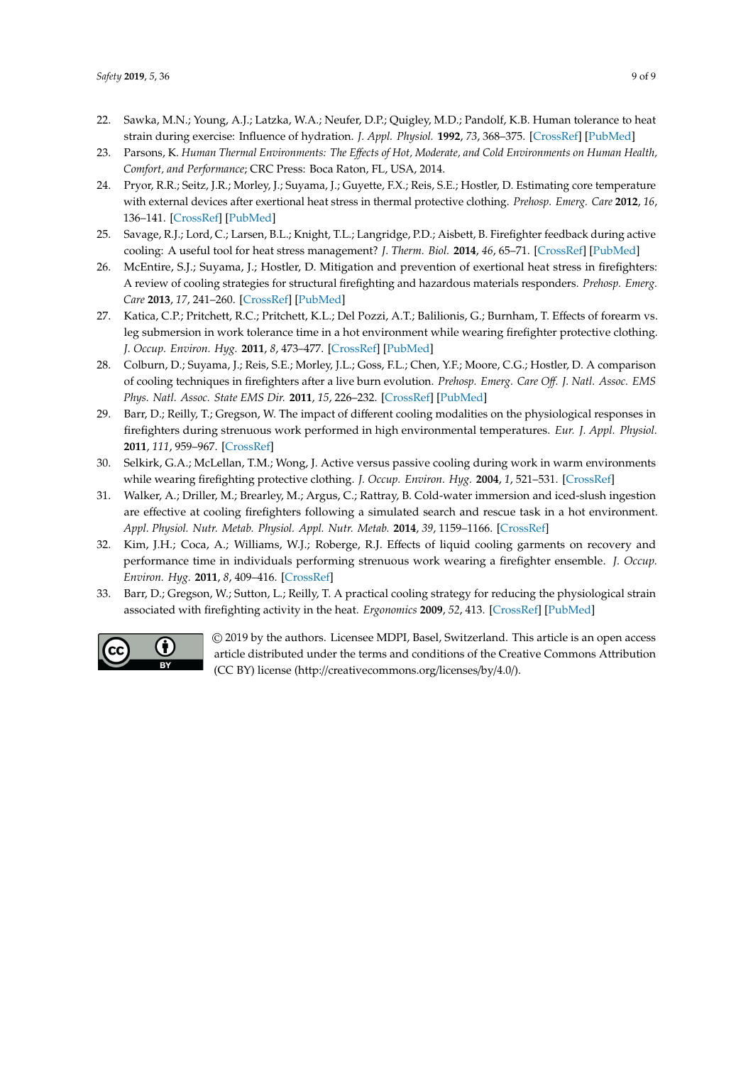22. Sawka, M.N.; Young, A.J.; Latzka, W.A.; Neufer, D.P.; Quigley, M.D.; Pandolf, K.B. Human tolerance to heat strain during exercise: Influence of hydration. *J. Appl. Physiol.* **1992**, *73*, 368–375. [CrossRef] [PubMed]
23. Parsons, K. *Human Thermal Environments: The Effects of Hot, Moderate, and Cold Environments on Human Health, Comfort, and Performance*; CRC Press: Boca Raton, FL, USA, 2014.
24. Pryor, R.R.; Seitz, J.R.; Morley, J.; Suyama, J.; Guyette, F.X.; Reis, S.E.; Hostler, D. Estimating core temperature with external devices after exertional heat stress in thermal protective clothing. *Prehosp. Emerg. Care* **2012**, *16*, 136–141. [CrossRef] [PubMed]
25. Savage, R.J.; Lord, C.; Larsen, B.L.; Knight, T.L.; Langridge, P.D.; Aisbett, B. Firefighter feedback during active cooling: A useful tool for heat stress management? *J. Therm. Biol.* **2014**, *46*, 65–71. [CrossRef] [PubMed]
26. McEntire, S.J.; Suyama, J.; Hostler, D. Mitigation and prevention of exertional heat stress in firefighters: A review of cooling strategies for structural firefighting and hazardous materials responders. *Prehosp. Emerg. Care* **2013**, *17*, 241–260. [CrossRef] [PubMed]
27. Katica, C.P.; Pritchett, R.C.; Pritchett, K.L.; Del Pozzi, A.T.; Balilionis, G.; Burnham, T. Effects of forearm vs. leg submersion in work tolerance time in a hot environment while wearing firefighter protective clothing. *J. Occup. Environ. Hyg.* **2011**, *8*, 473–477. [CrossRef] [PubMed]
28. Colburn, D.; Suyama, J.; Reis, S.E.; Morley, J.L.; Goss, F.L.; Chen, Y.F.; Moore, C.G.; Hostler, D. A comparison of cooling techniques in firefighters after a live burn evolution. *Prehosp. Emerg. Care Off. J. Natl. Assoc. EMS Phys. Natl. Assoc. State EMS Dir.* **2011**, *15*, 226–232. [CrossRef] [PubMed]
29. Barr, D.; Reilly, T.; Gregson, W. The impact of different cooling modalities on the physiological responses in firefighters during strenuous work performed in high environmental temperatures. *Eur. J. Appl. Physiol.* **2011**, *111*, 959–967. [CrossRef]
30. Selkirk, G.A.; McLellan, T.M.; Wong, J. Active versus passive cooling during work in warm environments while wearing firefighting protective clothing. *J. Occup. Environ. Hyg.* **2004**, *1*, 521–531. [CrossRef]
31. Walker, A.; Driller, M.; Brearley, M.; Argus, C.; Rattray, B. Cold-water immersion and iced-slush ingestion are effective at cooling firefighters following a simulated search and rescue task in a hot environment. *Appl. Physiol. Nutr. Metab. Physiol. Appl. Nutr. Metab.* **2014**, *39*, 1159–1166. [CrossRef]
32. Kim, J.H.; Coca, A.; Williams, W.J.; Roberge, R.J. Effects of liquid cooling garments on recovery and performance time in individuals performing strenuous work wearing a firefighter ensemble. *J. Occup. Environ. Hyg.* **2011**, *8*, 409–416. [CrossRef]
33. Barr, D.; Gregson, W.; Sutton, L.; Reilly, T. A practical cooling strategy for reducing the physiological strain associated with firefighting activity in the heat. *Ergonomics* **2009**, *52*, 413. [CrossRef] [PubMed]

© 2019 by the authors. Licensee MDPI, Basel, Switzerland. This article is an open access article distributed under the terms and conditions of the Creative Commons Attribution (CC BY) license (http://creativecommons.org/licenses/by/4.0/).